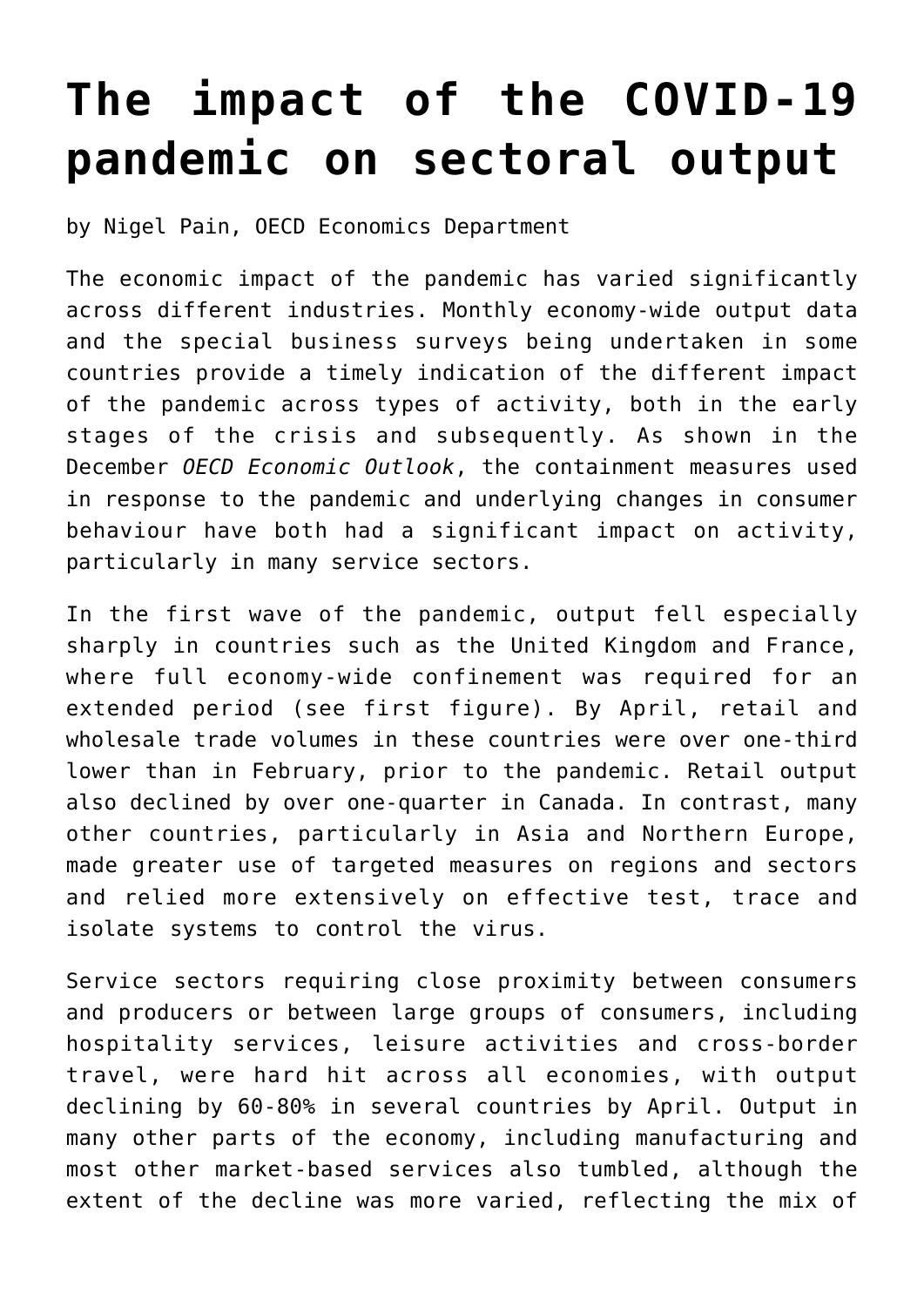# The impact of the COVID-19 pandemic on sectoral output

by Nigel Pain, OECD Economics Department

The economic impact of the pandemic has varied significantly across different industries. Monthly economy-wide output data and the special business surveys being undertaken in some countries provide a timely indication of the different impact of the pandemic across types of activity, both in the early stages of the crisis and subsequently. As shown in the December *OECD Economic Outlook*, the containment measures used in response to the pandemic and underlying changes in consumer behaviour have both had a significant impact on activity, particularly in many service sectors.

In the first wave of the pandemic, output fell especially sharply in countries such as the United Kingdom and France, where full economy-wide confinement was required for an extended period (see first figure). By April, retail and wholesale trade volumes in these countries were over one-third lower than in February, prior to the pandemic. Retail output also declined by over one-quarter in Canada. In contrast, many other countries, particularly in Asia and Northern Europe, made greater use of targeted measures on regions and sectors and relied more extensively on effective test, trace and isolate systems to control the virus.

Service sectors requiring close proximity between consumers and producers or between large groups of consumers, including hospitality services, leisure activities and cross-border travel, were hard hit across all economies, with output declining by 60-80% in several countries by April. Output in many other parts of the economy, including manufacturing and most other market-based services also tumbled, although the extent of the decline was more varied, reflecting the mix of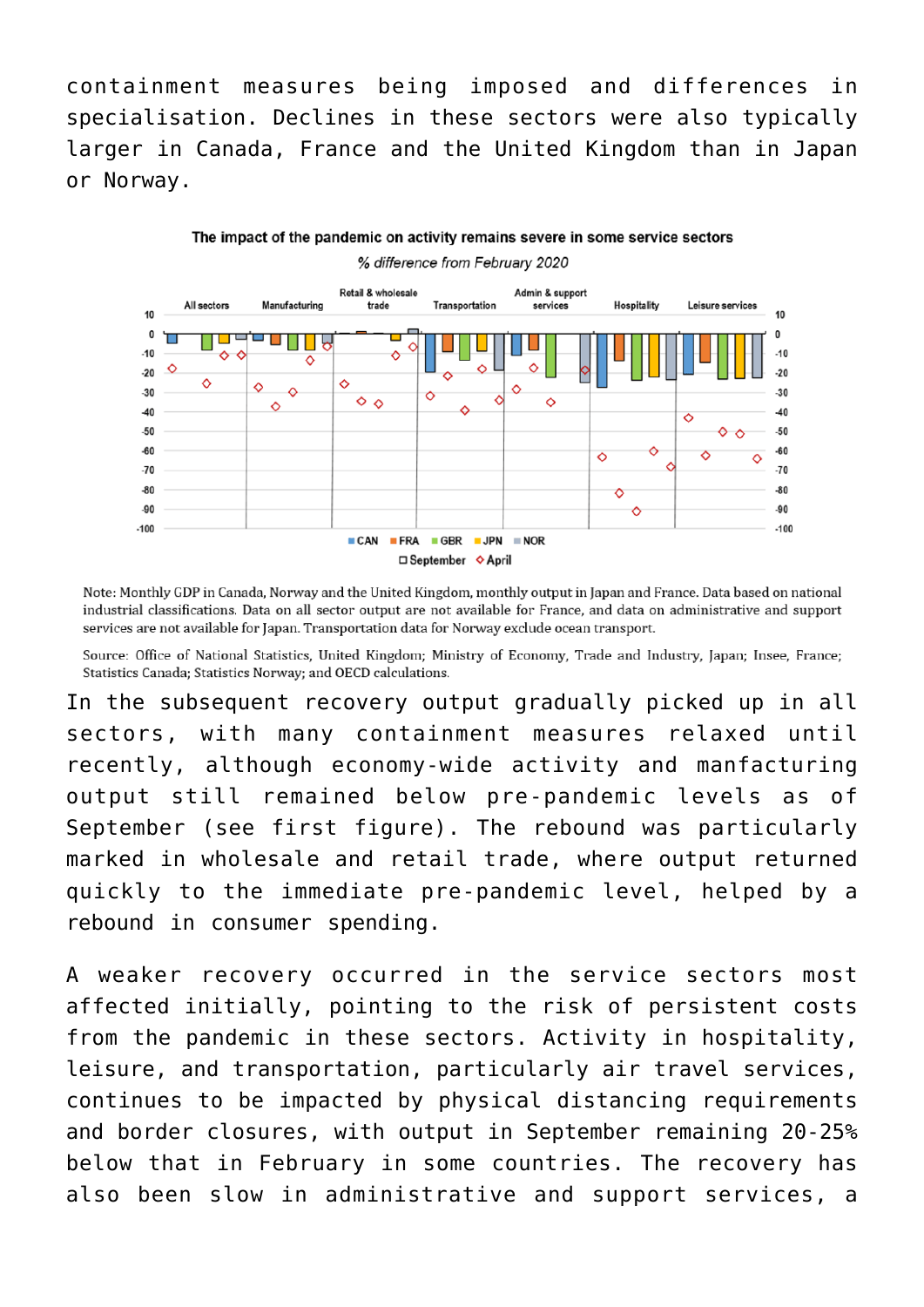containment measures being imposed and differences in specialisation. Declines in these sectors were also typically larger in Canada, France and the United Kingdom than in Japan or Norway.

The impact of the pandemic on activity remains severe in some service sectors

*% difference from February 2020*

Note: Monthly GDP in Canada, Norway and the United Kingdom, monthly output in Japan and France. Data based on national industrial classifications. Data on all sector output are not available for France, and data on administrative and support services are not available for Japan. Transportation data for Norway exclude ocean transport.

Source: Office of National Statistics, United Kingdom; Ministry of Economy, Trade and Industry, Japan; Insee, France; Statistics Canada; Statistics Norway; and OECD calculations.

In the subsequent recovery output gradually picked up in all sectors, with many containment measures relaxed until recently, although economy-wide activity and manfacturing output still remained below pre-pandemic levels as of September (see first figure). The rebound was particularly marked in wholesale and retail trade, where output returned quickly to the immediate pre-pandemic level, helped by a rebound in consumer spending.

A weaker recovery occurred in the service sectors most affected initially, pointing to the risk of persistent costs from the pandemic in these sectors. Activity in hospitality, leisure, and transportation, particularly air travel services, continues to be impacted by physical distancing requirements and border closures, with output in September remaining 20-25% below that in February in some countries. The recovery has also been slow in administrative and support services, a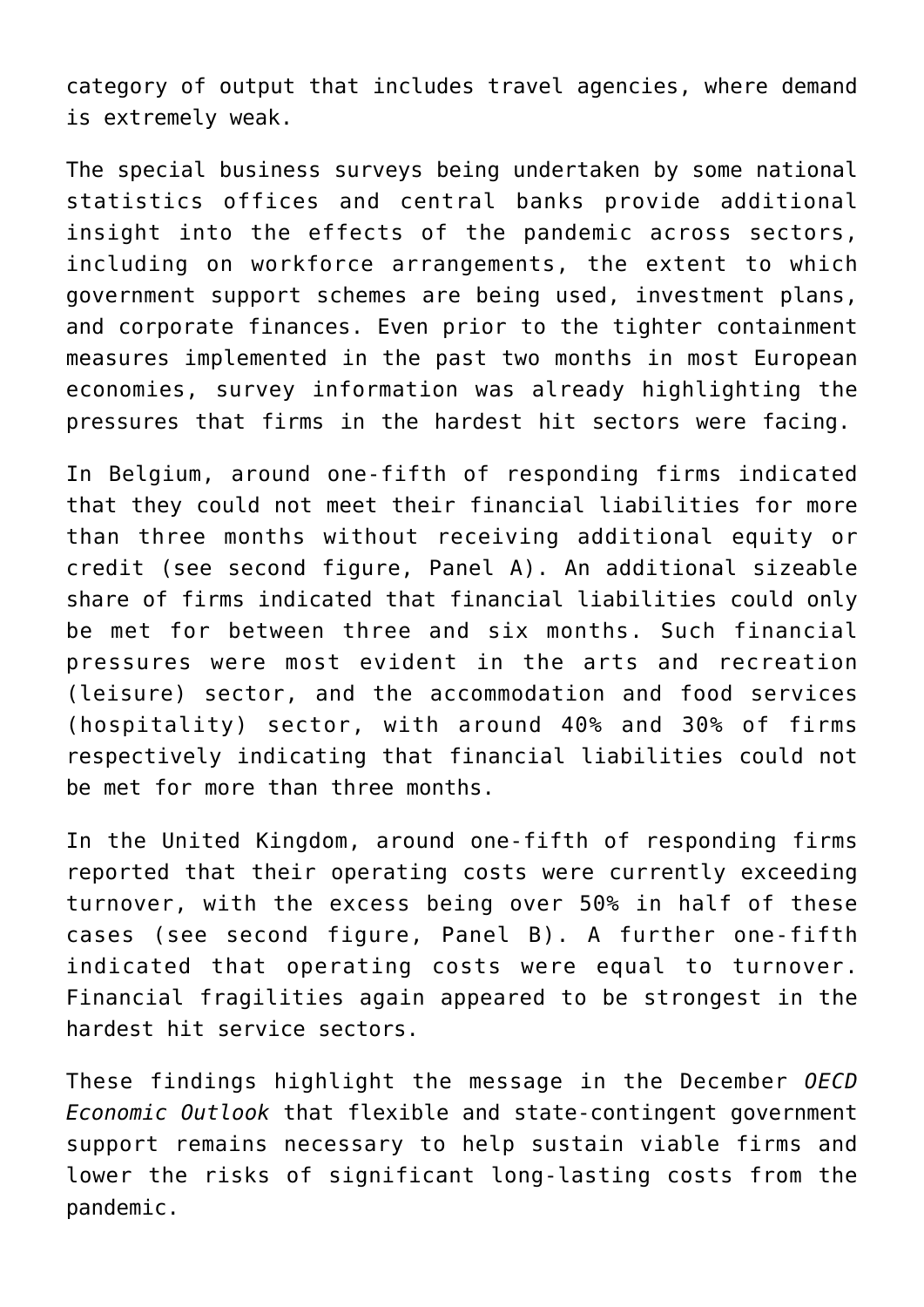category of output that includes travel agencies, where demand is extremely weak.

The special business surveys being undertaken by some national statistics offices and central banks provide additional insight into the effects of the pandemic across sectors, including on workforce arrangements, the extent to which government support schemes are being used, investment plans, and corporate finances. Even prior to the tighter containment measures implemented in the past two months in most European economies, survey information was already highlighting the pressures that firms in the hardest hit sectors were facing.

In Belgium, around one-fifth of responding firms indicated that they could not meet their financial liabilities for more than three months without receiving additional equity or credit (see second figure, Panel A). An additional sizeable share of firms indicated that financial liabilities could only be met for between three and six months. Such financial pressures were most evident in the arts and recreation (leisure) sector, and the accommodation and food services (hospitality) sector, with around 40% and 30% of firms respectively indicating that financial liabilities could not be met for more than three months.

In the United Kingdom, around one-fifth of responding firms reported that their operating costs were currently exceeding turnover, with the excess being over 50% in half of these cases (see second figure, Panel B). A further one-fifth indicated that operating costs were equal to turnover. Financial fragilities again appeared to be strongest in the hardest hit service sectors.

These findings highlight the message in the December *OECD Economic Outlook* that flexible and state-contingent government support remains necessary to help sustain viable firms and lower the risks of significant long-lasting costs from the pandemic.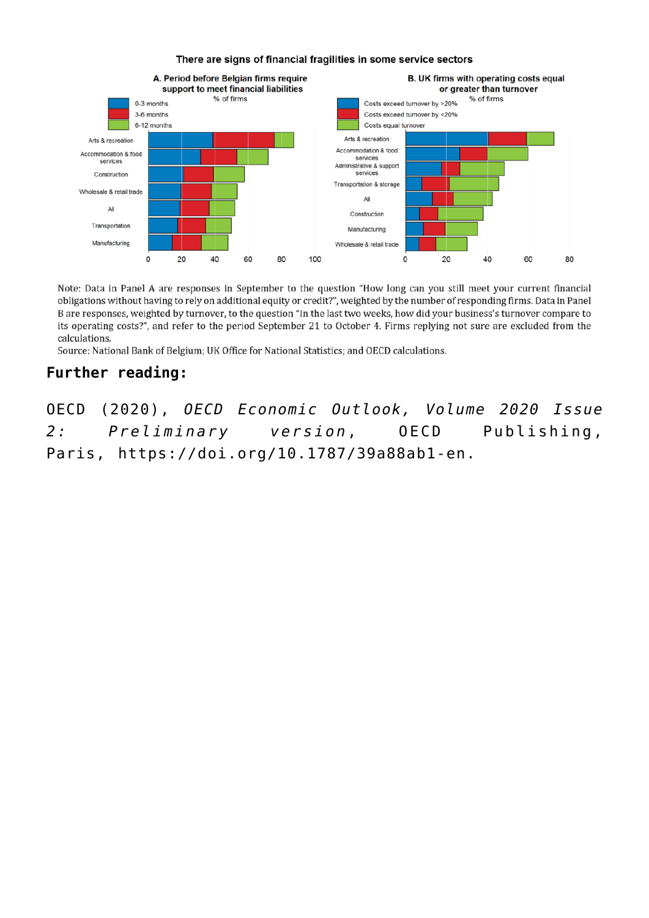There are signs of financial fragilities in some service sectors

A. Period before Belgian firms require support to meet financial liabilities

% of firms

0-3 months

3-6 months

6-12 months

Arts & recreation

Accommodation & food services

Construction

Wholesale & retail trade

All

Transportation

Manufacturing

0 20 40 60 80 100

B. UK firms with operating costs equal or greater than turnover

% of firms

Costs exceed turnover by >20%

Costs exceed turnover by <20%

Costs equal turnover

Arts & recreation

Accommodation & food services

Administrative & support services

Transportation & storage

All

Construction

Manufacturing

Wholesale & retail trade

0 20 40 60 80

Note: Data in Panel A are responses in September to the question "How long can you still meet your current financial obligations without having to rely on additional equity or credit?", weighted by the number of responding firms. Data in Panel B are responses, weighted by turnover, to the question "In the last two weeks, how did your business's turnover compare to its operating costs?", and refer to the period September 21 to October 4. Firms replying not sure are excluded from the calculations.

Source: National Bank of Belgium; UK Office for National Statistics; and OECD calculations.

**Further reading:**

OECD (2020), *OECD Economic Outlook, Volume 2020 Issue 2: Preliminary version*, OECD Publishing, Paris, https://doi.org/10.1787/39a88ab1-en.